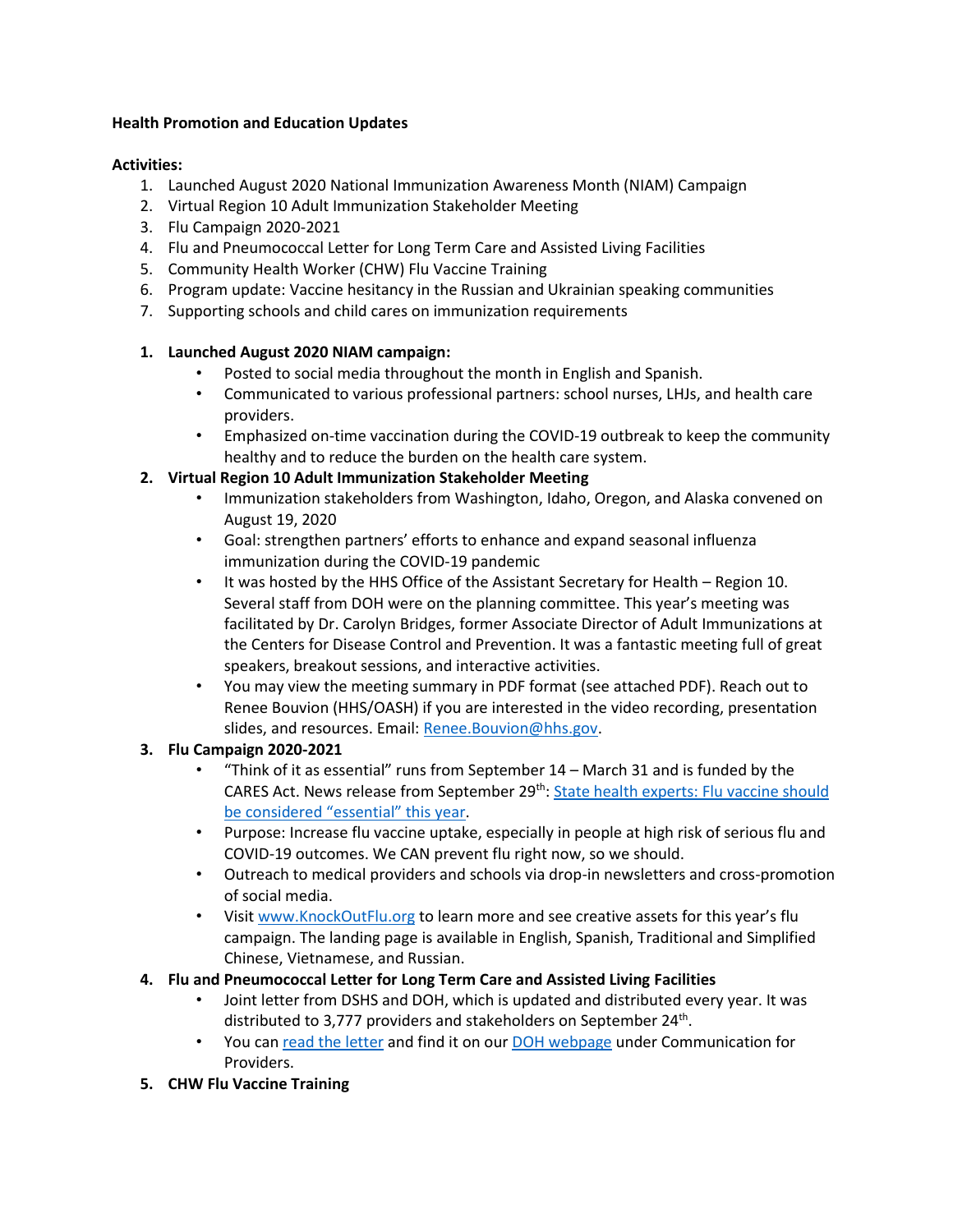**Health Promotion and Education Updates**

**Activities:**

1. Launched August 2020 National Immunization Awareness Month (NIAM) Campaign
2. Virtual Region 10 Adult Immunization Stakeholder Meeting
3. Flu Campaign 2020-2021
4. Flu and Pneumococcal Letter for Long Term Care and Assisted Living Facilities
5. Community Health Worker (CHW) Flu Vaccine Training
6. Program update: Vaccine hesitancy in the Russian and Ukrainian speaking communities
7. Supporting schools and child cares on immunization requirements

1. **Launched August 2020 NIAM campaign:**
   - Posted to social media throughout the month in English and Spanish.
   - Communicated to various professional partners: school nurses, LHJs, and health care providers.
   - Emphasized on-time vaccination during the COVID-19 outbreak to keep the community healthy and to reduce the burden on the health care system.
2. **Virtual Region 10 Adult Immunization Stakeholder Meeting**
   - Immunization stakeholders from Washington, Idaho, Oregon, and Alaska convened on August 19, 2020
   - Goal: strengthen partners' efforts to enhance and expand seasonal influenza immunization during the COVID-19 pandemic
   - It was hosted by the HHS Office of the Assistant Secretary for Health – Region 10. Several staff from DOH were on the planning committee. This year's meeting was facilitated by Dr. Carolyn Bridges, former Associate Director of Adult Immunizations at the Centers for Disease Control and Prevention. It was a fantastic meeting full of great speakers, breakout sessions, and interactive activities.
   - You may view the meeting summary in PDF format (see attached PDF). Reach out to Renee Bouvion (HHS/OASH) if you are interested in the video recording, presentation slides, and resources. Email: [Renee.Bouvion@hhs.gov](mailto:Renee.Bouvion@hhs.gov).
3. **Flu Campaign 2020-2021**
   - "Think of it as essential" runs from September 14 – March 31 and is funded by the CARES Act. News release from September 29th: [State health experts: Flu vaccine should be considered "essential" this year]().
   - Purpose: Increase flu vaccine uptake, especially in people at high risk of serious flu and COVID-19 outcomes. We CAN prevent flu right now, so we should.
   - Outreach to medical providers and schools via drop-in newsletters and cross-promotion of social media.
   - Visit [www.KnockOutFlu.org](http://www.KnockOutFlu.org) to learn more and see creative assets for this year's flu campaign. The landing page is available in English, Spanish, Traditional and Simplified Chinese, Vietnamese, and Russian.
4. **Flu and Pneumococcal Letter for Long Term Care and Assisted Living Facilities**
   - Joint letter from DSHS and DOH, which is updated and distributed every year. It was distributed to 3,777 providers and stakeholders on September 24th.
   - You can [read the letter]() and find it on our [DOH webpage]() under Communication for Providers.
5. **CHW Flu Vaccine Training**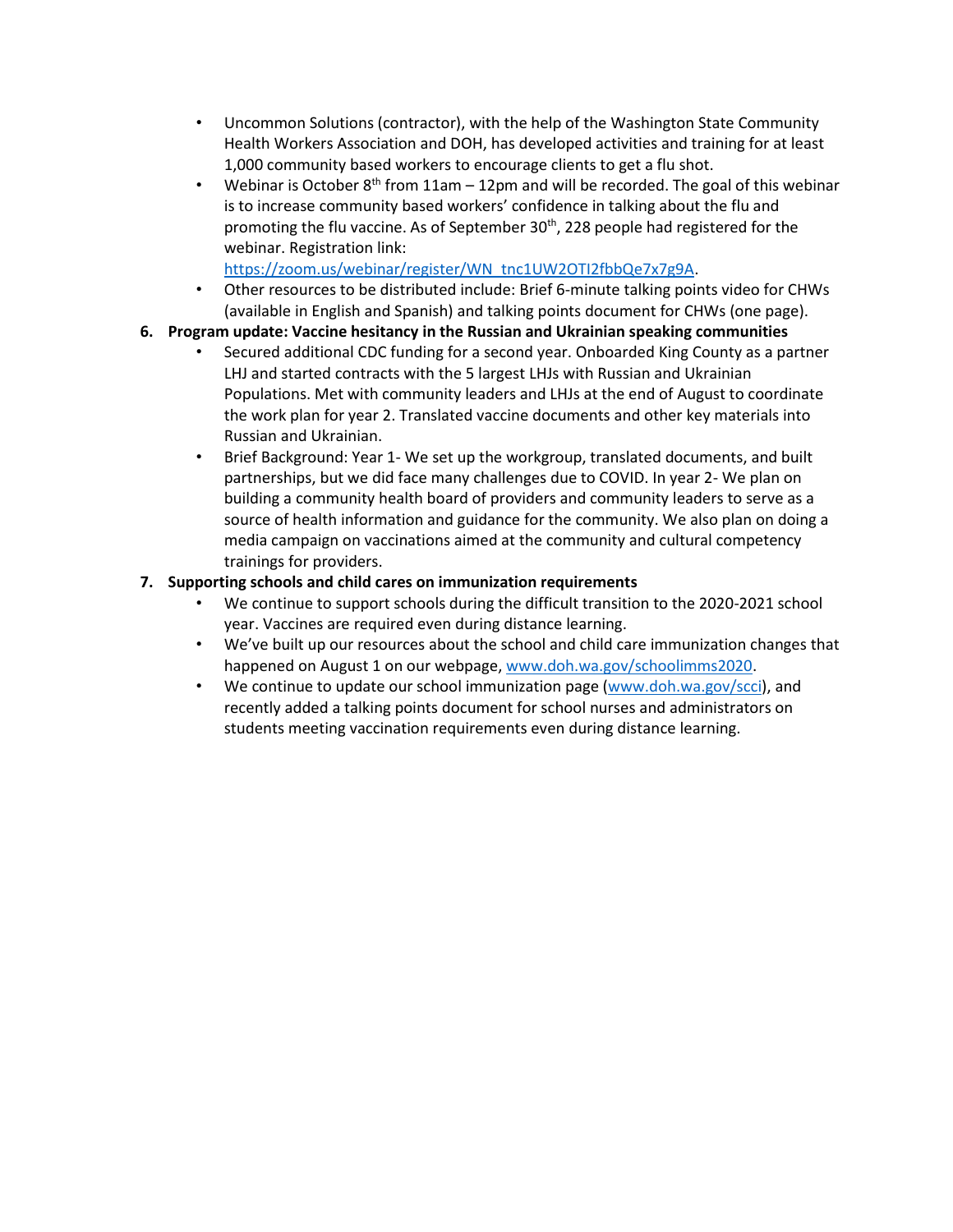- Uncommon Solutions (contractor), with the help of the Washington State Community Health Workers Association and DOH, has developed activities and training for at least 1,000 community based workers to encourage clients to get a flu shot.
- Webinar is October 8th from 11am – 12pm and will be recorded. The goal of this webinar is to increase community based workers' confidence in talking about the flu and promoting the flu vaccine. As of September 30th, 228 people had registered for the webinar. Registration link: https://zoom.us/webinar/register/WN_tnc1UW2OTI2fbbQe7x7g9A.
- Other resources to be distributed include: Brief 6-minute talking points video for CHWs (available in English and Spanish) and talking points document for CHWs (one page).

6. **Program update: Vaccine hesitancy in the Russian and Ukrainian speaking communities**
   - Secured additional CDC funding for a second year. Onboarded King County as a partner LHJ and started contracts with the 5 largest LHJs with Russian and Ukrainian Populations. Met with community leaders and LHJs at the end of August to coordinate the work plan for year 2. Translated vaccine documents and other key materials into Russian and Ukrainian.
   - Brief Background: Year 1- We set up the workgroup, translated documents, and built partnerships, but we did face many challenges due to COVID. In year 2- We plan on building a community health board of providers and community leaders to serve as a source of health information and guidance for the community. We also plan on doing a media campaign on vaccinations aimed at the community and cultural competency trainings for providers.

7. **Supporting schools and child cares on immunization requirements**
   - We continue to support schools during the difficult transition to the 2020-2021 school year. Vaccines are required even during distance learning.
   - We've built up our resources about the school and child care immunization changes that happened on August 1 on our webpage, www.doh.wa.gov/schoolimms2020.
   - We continue to update our school immunization page (www.doh.wa.gov/scci), and recently added a talking points document for school nurses and administrators on students meeting vaccination requirements even during distance learning.